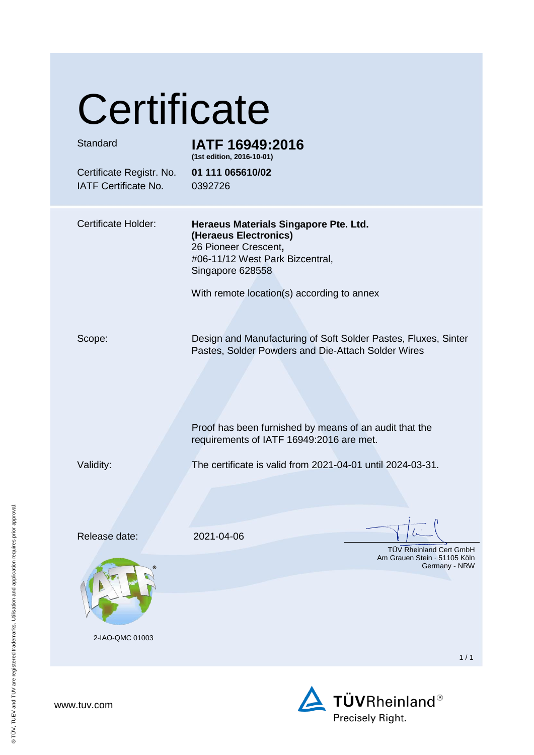# Certificate

| | |
|---|---|
| Standard | **IATF 16949:2016** **(1st edition, 2016-10-01)** |
| Certificate Registr. No. | **01 111 065610/02** |
| IATF Certificate No. | 0392726 |

Certificate Holder:

**Heraeus Materials Singapore Pte. Ltd.**
**(Heraeus Electronics)**
26 Pioneer Crescent**,**
#06-11/12 West Park Bizcentral,
Singapore 628558

With remote location(s) according to annex

Scope:

Design and Manufacturing of Soft Solder Pastes, Fluxes, Sinter Pastes, Solder Powders and Die-Attach Solder Wires

Proof has been furnished by means of an audit that the requirements of IATF 16949:2016 are met.

Validity:

The certificate is valid from 2021-04-01 until 2024-03-31.

Release date: 2021-04-06

TÜV Rheinland Cert GmbH
Am Grauen Stein · 51105 Köln
Germany - NRW

2-IAO-QMC 01003

www.tuv.com

TÜVRheinland®
Precisely Right.

® TÜV, TUEV and TUV are registered trademarks. Utilisation and application requires prior approval.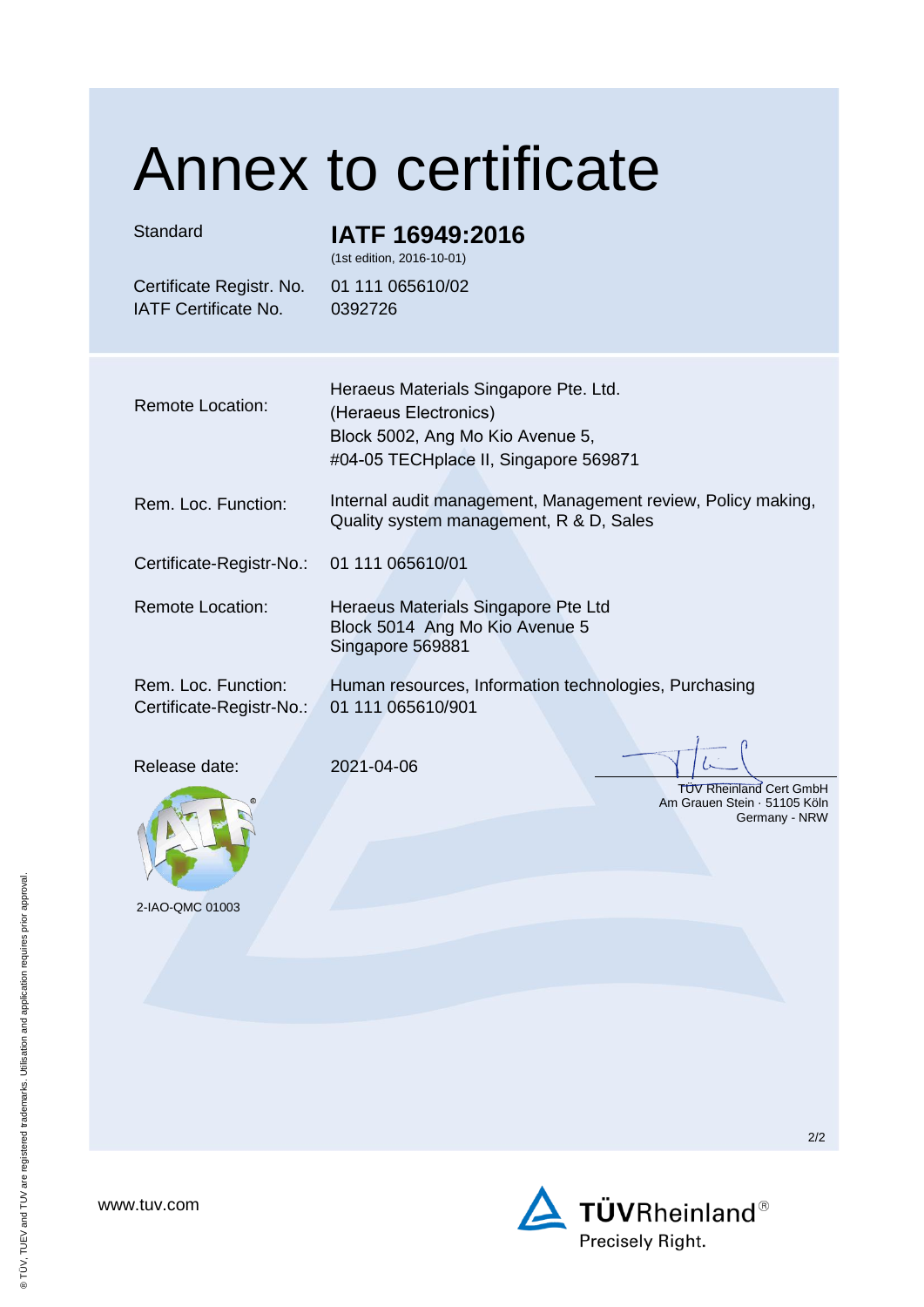# Annex to certificate

| | |
|---|---|
| Standard | **IATF 16949:2016** (1st edition, 2016-10-01) |
| Certificate Registr. No. | 01 111 065610/02 |
| IATF Certificate No. | 0392726 |

| | |
|---|---|
| Remote Location: | Heraeus Materials Singapore Pte. Ltd. (Heraeus Electronics) Block 5002, Ang Mo Kio Avenue 5, #04-05 TECHplace II, Singapore 569871 |
| Rem. Loc. Function: | Internal audit management, Management review, Policy making, Quality system management, R & D, Sales |
| Certificate-Registr-No.: | 01 111 065610/01 |
| Remote Location: | Heraeus Materials Singapore Pte Ltd Block 5014 Ang Mo Kio Avenue 5 Singapore 569881 |
| Rem. Loc. Function: | Human resources, Information technologies, Purchasing |
| Certificate-Registr-No.: | 01 111 065610/901 |

Release date: 2021-04-06

TÜV Rheinland Cert GmbH
Am Grauen Stein · 51105 Köln
Germany - NRW

2-IAO-QMC 01003

www.tuv.com

TÜVRheinland®
Precisely Right.

® TÜV, TUEV and TUV are registered trademarks. Utilisation and application requires prior approval.